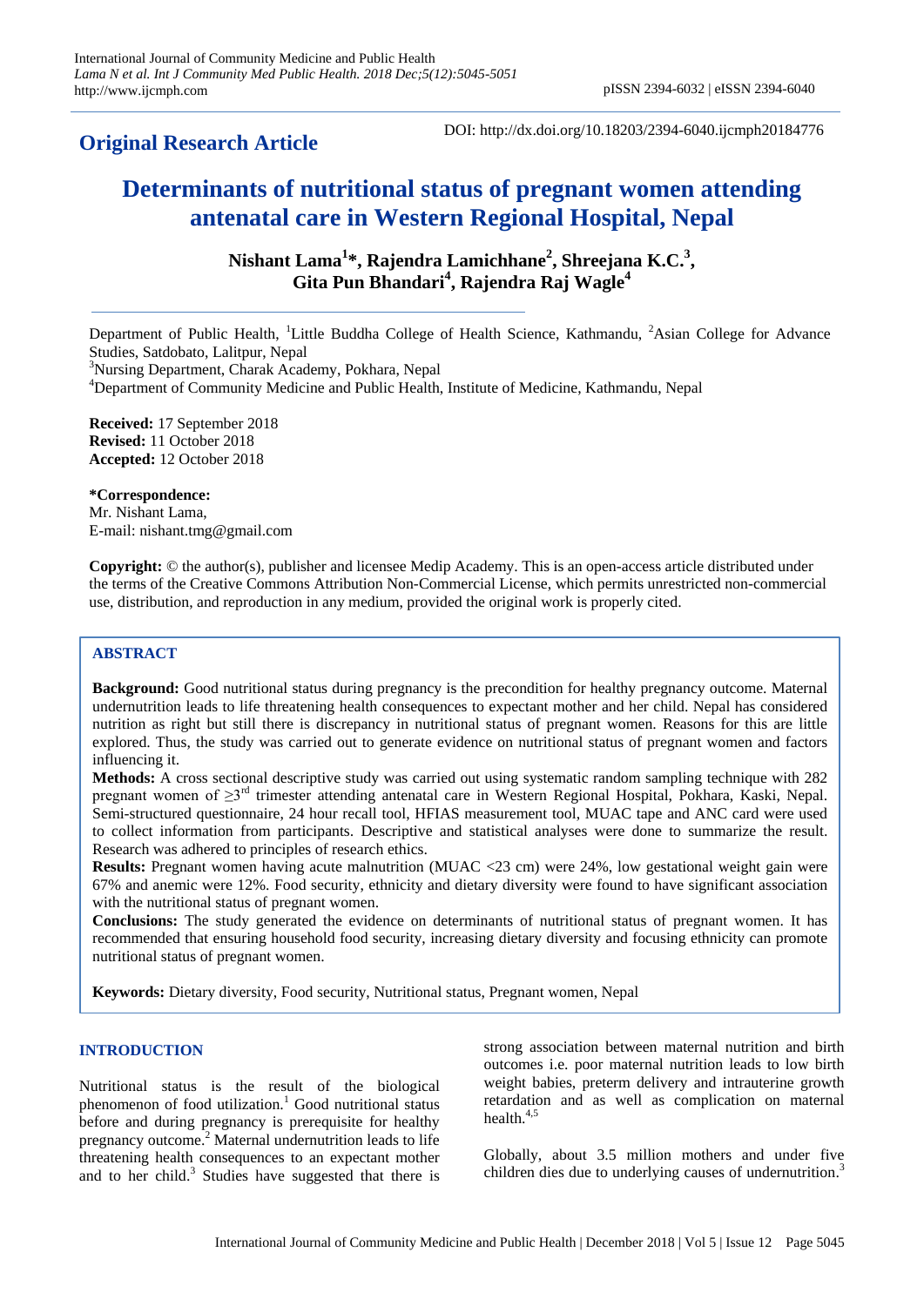## Original Research Article

DOI: http://dx.doi.org/10.18203/2394-6040.ijcmph20184776

# Determinants of nutritional status of pregnant women attending antenatal care in Western Regional Hospital, Nepal

**Nishant Lama[1]*, Rajendra Lamichhane[2], Shreejana K.C.[3], Gita Pun Bhandari[4], Rajendra Raj Wagle[4]**

Department of Public Health, [1]Little Buddha College of Health Science, Kathmandu, [2]Asian College for Advance Studies, Satdobato, Lalitpur, Nepal

[3]Nursing Department, Charak Academy, Pokhara, Nepal

[4]Department of Community Medicine and Public Health, Institute of Medicine, Kathmandu, Nepal

**Received:** 17 September 2018
**Revised:** 11 October 2018
**Accepted:** 12 October 2018

***Correspondence:**
Mr. Nishant Lama,
E-mail: nishant.tmg@gmail.com

**Copyright:** © the author(s), publisher and licensee Medip Academy. This is an open-access article distributed under the terms of the Creative Commons Attribution Non-Commercial License, which permits unrestricted non-commercial use, distribution, and reproduction in any medium, provided the original work is properly cited.

## ABSTRACT

**Background:** Good nutritional status during pregnancy is the precondition for healthy pregnancy outcome. Maternal undernutrition leads to life threatening health consequences to expectant mother and her child. Nepal has considered nutrition as right but still there is discrepancy in nutritional status of pregnant women. Reasons for this are little explored. Thus, the study was carried out to generate evidence on nutritional status of pregnant women and factors influencing it.

**Methods:** A cross sectional descriptive study was carried out using systematic random sampling technique with 282 pregnant women of ≥3rd trimester attending antenatal care in Western Regional Hospital, Pokhara, Kaski, Nepal. Semi-structured questionnaire, 24 hour recall tool, HFIAS measurement tool, MUAC tape and ANC card were used to collect information from participants. Descriptive and statistical analyses were done to summarize the result. Research was adhered to principles of research ethics.

**Results:** Pregnant women having acute malnutrition (MUAC <23 cm) were 24%, low gestational weight gain were 67% and anemic were 12%. Food security, ethnicity and dietary diversity were found to have significant association with the nutritional status of pregnant women.

**Conclusions:** The study generated the evidence on determinants of nutritional status of pregnant women. It has recommended that ensuring household food security, increasing dietary diversity and focusing ethnicity can promote nutritional status of pregnant women.

**Keywords:** Dietary diversity, Food security, Nutritional status, Pregnant women, Nepal

## INTRODUCTION

Nutritional status is the result of the biological phenomenon of food utilization.[1] Good nutritional status before and during pregnancy is prerequisite for healthy pregnancy outcome.[2] Maternal undernutrition leads to life threatening health consequences to an expectant mother and to her child.[3] Studies have suggested that there is strong association between maternal nutrition and birth outcomes i.e. poor maternal nutrition leads to low birth weight babies, preterm delivery and intrauterine growth retardation and as well as complication on maternal health.[4,5]

Globally, about 3.5 million mothers and under five children dies due to underlying causes of undernutrition.[3]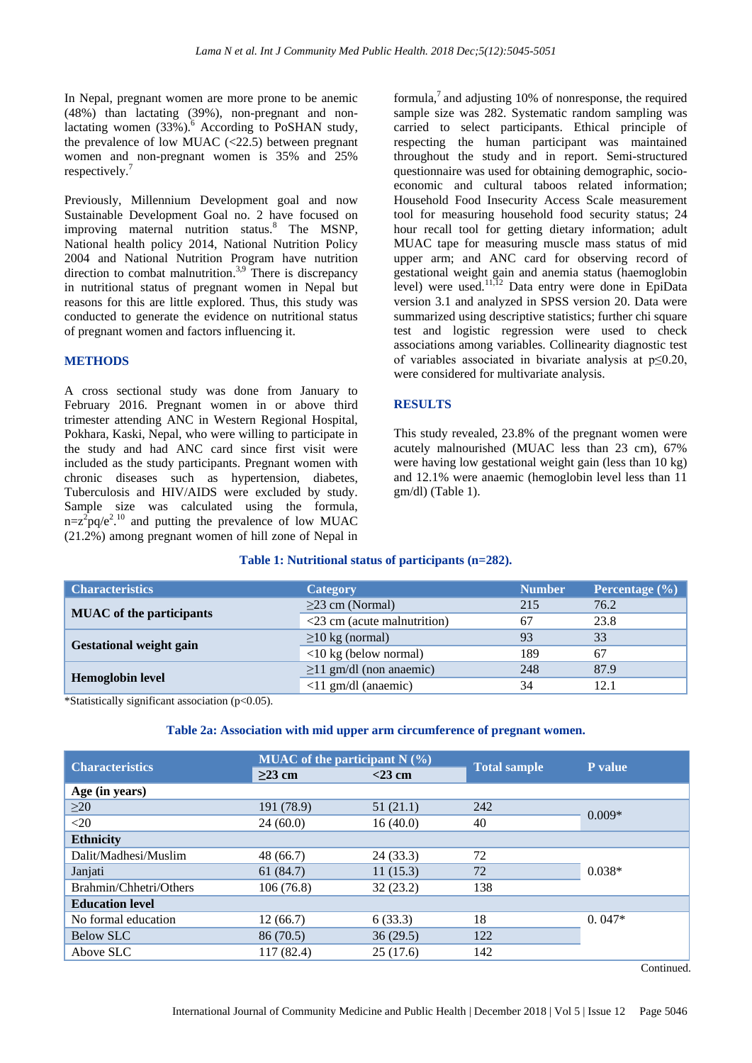In Nepal, pregnant women are more prone to be anemic (48%) than lactating (39%), non-pregnant and non-lactating women (33%).[6] According to PoSHAN study, the prevalence of low MUAC (<22.5) between pregnant women and non-pregnant women is 35% and 25% respectively.[7]

Previously, Millennium Development goal and now Sustainable Development Goal no. 2 have focused on improving maternal nutrition status.[8] The MSNP, National health policy 2014, National Nutrition Policy 2004 and National Nutrition Program have nutrition direction to combat malnutrition.[3,9] There is discrepancy in nutritional status of pregnant women in Nepal but reasons for this are little explored. Thus, this study was conducted to generate the evidence on nutritional status of pregnant women and factors influencing it.

## METHODS

A cross sectional study was done from January to February 2016. Pregnant women in or above third trimester attending ANC in Western Regional Hospital, Pokhara, Kaski, Nepal, who were willing to participate in the study and had ANC card since first visit were included as the study participants. Pregnant women with chronic diseases such as hypertension, diabetes, Tuberculosis and HIV/AIDS were excluded by study. Sample size was calculated using the formula, $n=z^2pq/e^2$.[10] and putting the prevalence of low MUAC (21.2%) among pregnant women of hill zone of Nepal in formula,[7] and adjusting 10% of nonresponse, the required sample size was 282. Systematic random sampling was carried to select participants. Ethical principle of respecting the human participant was maintained throughout the study and in report. Semi-structured questionnaire was used for obtaining demographic, socio-economic and cultural taboos related information; Household Food Insecurity Access Scale measurement tool for measuring household food security status; 24 hour recall tool for getting dietary information; adult MUAC tape for measuring muscle mass status of mid upper arm; and ANC card for observing record of gestational weight gain and anemia status (haemoglobin level) were used.[11,12] Data entry were done in EpiData version 3.1 and analyzed in SPSS version 20. Data were summarized using descriptive statistics; further chi square test and logistic regression were used to check associations among variables. Collinearity diagnostic test of variables associated in bivariate analysis at $p\leq0.20$, were considered for multivariate analysis.

## RESULTS

This study revealed, 23.8% of the pregnant women were acutely malnourished (MUAC less than 23 cm), 67% were having low gestational weight gain (less than 10 kg) and 12.1% were anaemic (hemoglobin level less than 11 gm/dl) (Table 1).

**Table 1: Nutritional status of participants (n=282).**

| Characteristics | Category | Number | Percentage (%) |
|---|---|---|---|
| **MUAC of the participants** | ≥23 cm (Normal) | 215 | 76.2 |
| | <23 cm (acute malnutrition) | 67 | 23.8 |
| **Gestational weight gain** | ≥10 kg (normal) | 93 | 33 |
| | <10 kg (below normal) | 189 | 67 |
| **Hemoglobin level** | ≥11 gm/dl (non anaemic) | 248 | 87.9 |
| | <11 gm/dl (anaemic) | 34 | 12.1 |

*Statistically significant association (p<0.05).

**Table 2a: Association with mid upper arm circumference of pregnant women.**

| Characteristics | MUAC of the participant N (%) | | Total sample | P value |
|---|---|---|---|---|
| | ≥23 cm | <23 cm | | |
| **Age (in years)** | | | | |
| ≥20 | 191 (78.9) | 51 (21.1) | 242 | 0.009* |
| <20 | 24 (60.0) | 16 (40.0) | 40 | |
| **Ethnicity** | | | | |
| Dalit/Madhesi/Muslim | 48 (66.7) | 24 (33.3) | 72 | 0.038* |
| Janjati | 61 (84.7) | 11 (15.3) | 72 | |
| Brahmin/Chhetri/Others | 106 (76.8) | 32 (23.2) | 138 | |
| **Education level** | | | | |
| No formal education | 12 (66.7) | 6 (33.3) | 18 | 0. 047* |
| Below SLC | 86 (70.5) | 36 (29.5) | 122 | |
| Above SLC | 117 (82.4) | 25 (17.6) | 142 | |

Continued.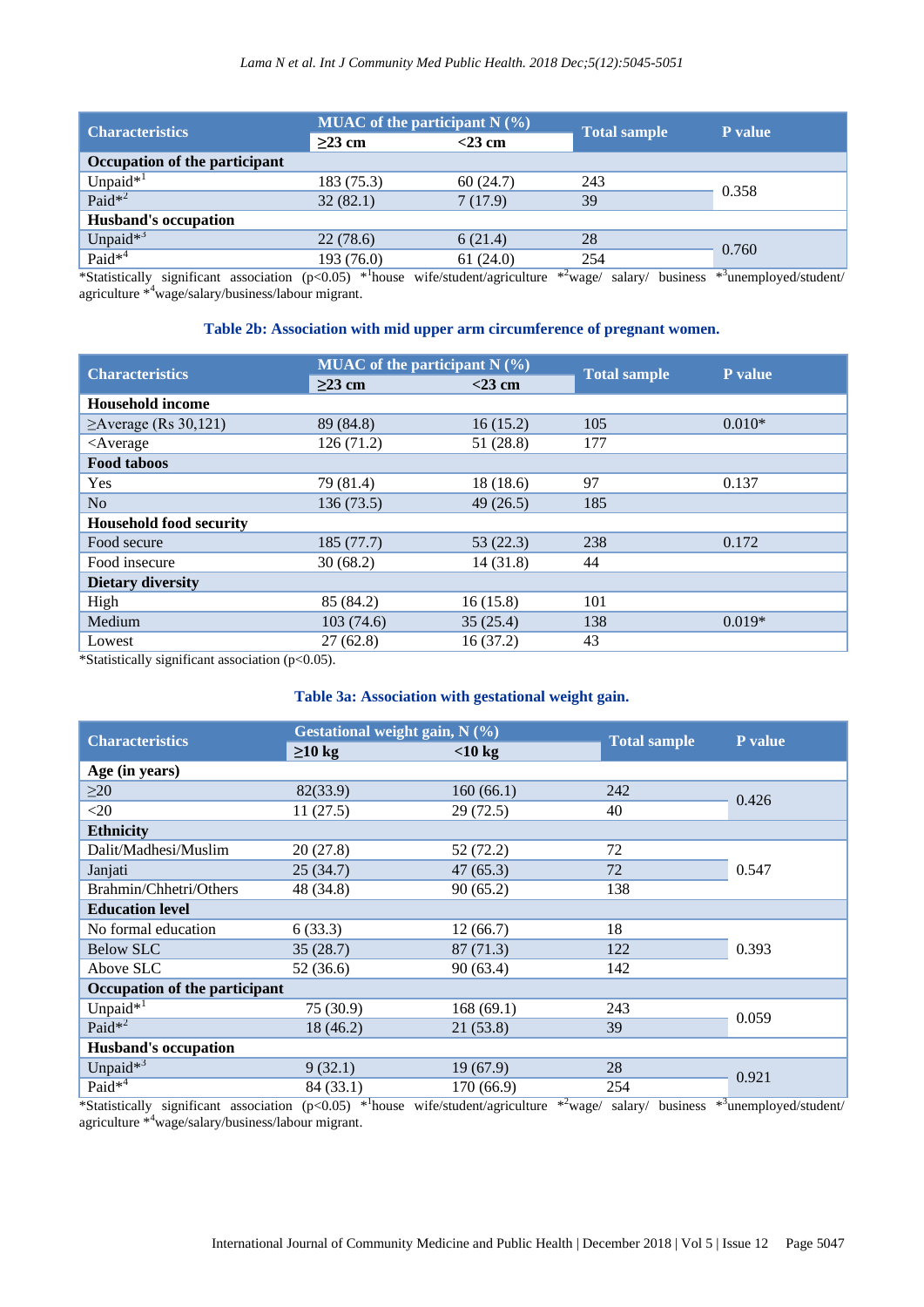| Characteristics | MUAC of the participant N (%) | | Total sample | P value |
|---|---|---|---|---|
| | ≥23 cm | <23 cm | | |
| **Occupation of the participant** | | | | |
| Unpaid*[1] | 183 (75.3) | 60 (24.7) | 243 | 0.358 |
| Paid*[2] | 32 (82.1) | 7 (17.9) | 39 | |
| **Husband's occupation** | | | | |
| Unpaid*[3] | 22 (78.6) | 6 (21.4) | 28 | 0.760 |
| Paid*[4] | 193 (76.0) | 61 (24.0) | 254 | |

*Statistically significant association (p<0.05) *[1]house wife/student/agriculture *[2]wage/ salary/ business *[3]unemployed/student/ agriculture *[4]wage/salary/business/labour migrant.

### Table 2b: Association with mid upper arm circumference of pregnant women.

| Characteristics | MUAC of the participant N (%) | | Total sample | P value |
|---|---|---|---|---|
| | ≥23 cm | <23 cm | | |
| **Household income** | | | | |
| ≥Average (Rs 30,121) | 89 (84.8) | 16 (15.2) | 105 | 0.010* |
| <Average | 126 (71.2) | 51 (28.8) | 177 | |
| **Food taboos** | | | | |
| Yes | 79 (81.4) | 18 (18.6) | 97 | 0.137 |
| No | 136 (73.5) | 49 (26.5) | 185 | |
| **Household food security** | | | | |
| Food secure | 185 (77.7) | 53 (22.3) | 238 | 0.172 |
| Food insecure | 30 (68.2) | 14 (31.8) | 44 | |
| **Dietary diversity** | | | | |
| High | 85 (84.2) | 16 (15.8) | 101 | |
| Medium | 103 (74.6) | 35 (25.4) | 138 | 0.019* |
| Lowest | 27 (62.8) | 16 (37.2) | 43 | |

*Statistically significant association (p<0.05).

### Table 3a: Association with gestational weight gain.

| Characteristics | Gestational weight gain, N (%) | | Total sample | P value |
|---|---|---|---|---|
| | ≥10 kg | <10 kg | | |
| **Age (in years)** | | | | |
| ≥20 | 82(33.9) | 160 (66.1) | 242 | 0.426 |
| <20 | 11 (27.5) | 29 (72.5) | 40 | |
| **Ethnicity** | | | | |
| Dalit/Madhesi/Muslim | 20 (27.8) | 52 (72.2) | 72 | |
| Janjati | 25 (34.7) | 47 (65.3) | 72 | 0.547 |
| Brahmin/Chhetri/Others | 48 (34.8) | 90 (65.2) | 138 | |
| **Education level** | | | | |
| No formal education | 6 (33.3) | 12 (66.7) | 18 | |
| Below SLC | 35 (28.7) | 87 (71.3) | 122 | 0.393 |
| Above SLC | 52 (36.6) | 90 (63.4) | 142 | |
| **Occupation of the participant** | | | | |
| Unpaid*[1] | 75 (30.9) | 168 (69.1) | 243 | 0.059 |
| Paid*[2] | 18 (46.2) | 21 (53.8) | 39 | |
| **Husband's occupation** | | | | |
| Unpaid*[3] | 9 (32.1) | 19 (67.9) | 28 | 0.921 |
| Paid*[4] | 84 (33.1) | 170 (66.9) | 254 | |

*Statistically significant association (p<0.05) *[1]house wife/student/agriculture *[2]wage/ salary/ business *[3]unemployed/student/ agriculture *[4]wage/salary/business/labour migrant.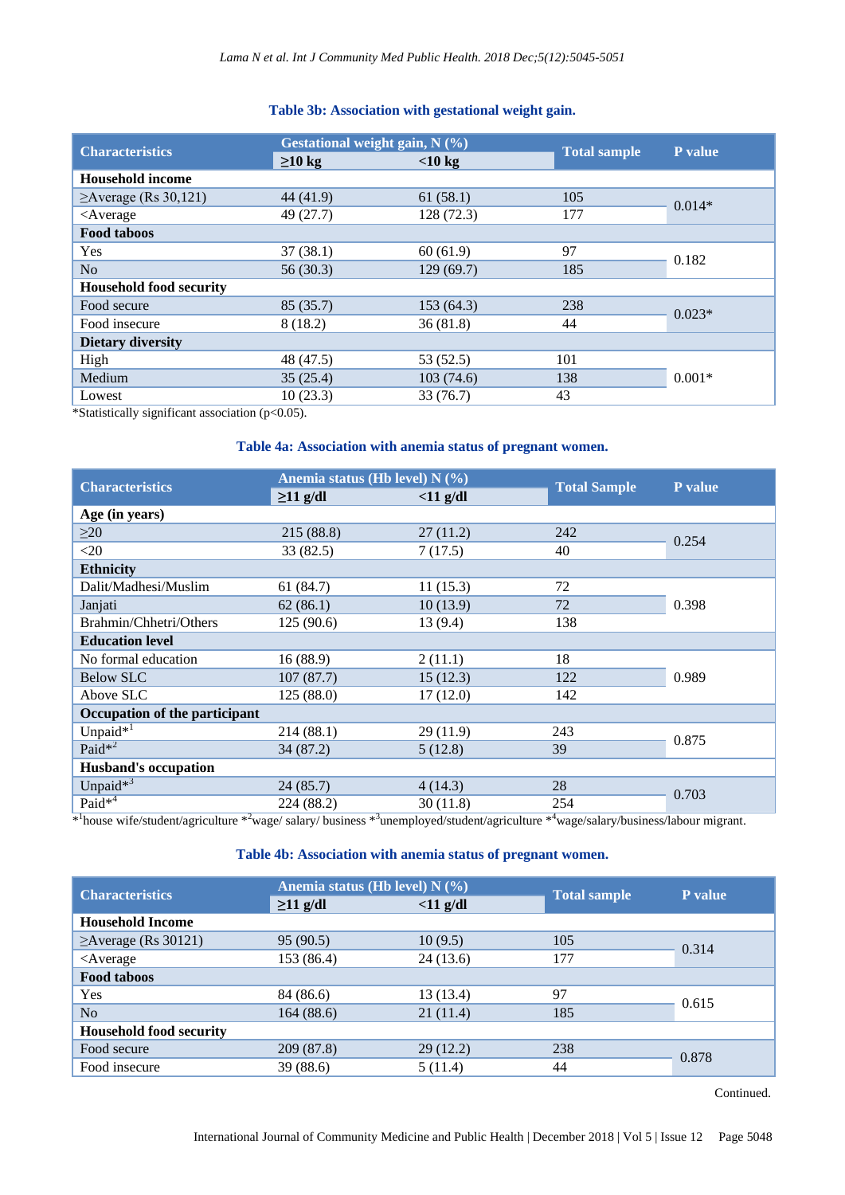**Table 3b: Association with gestational weight gain.**

| Characteristics | Gestational weight gain, N (%) | | Total sample | P value |
|---|---|---|---|---|
| | ≥10 kg | <10 kg | | |
| **Household income** | | | | |
| ≥Average (Rs 30,121) | 44 (41.9) | 61 (58.1) | 105 | 0.014* |
| <Average | 49 (27.7) | 128 (72.3) | 177 | |
| **Food taboos** | | | | |
| Yes | 37 (38.1) | 60 (61.9) | 97 | 0.182 |
| No | 56 (30.3) | 129 (69.7) | 185 | |
| **Household food security** | | | | |
| Food secure | 85 (35.7) | 153 (64.3) | 238 | 0.023* |
| Food insecure | 8 (18.2) | 36 (81.8) | 44 | |
| **Dietary diversity** | | | | |
| High | 48 (47.5) | 53 (52.5) | 101 | 0.001* |
| Medium | 35 (25.4) | 103 (74.6) | 138 | |
| Lowest | 10 (23.3) | 33 (76.7) | 43 | |

*Statistically significant association ($p<0.05$).

**Table 4a: Association with anemia status of pregnant women.**

| Characteristics | Anemia status (Hb level) N (%) | | Total Sample | P value |
|---|---|---|---|---|
| | ≥11 g/dl | <11 g/dl | | |
| **Age (in years)** | | | | |
| ≥20 | 215 (88.8) | 27 (11.2) | 242 | 0.254 |
| <20 | 33 (82.5) | 7 (17.5) | 40 | |
| **Ethnicity** | | | | |
| Dalit/Madhesi/Muslim | 61 (84.7) | 11 (15.3) | 72 | 0.398 |
| Janjati | 62 (86.1) | 10 (13.9) | 72 | |
| Brahmin/Chhetri/Others | 125 (90.6) | 13 (9.4) | 138 | |
| **Education level** | | | | |
| No formal education | 16 (88.9) | 2 (11.1) | 18 | 0.989 |
| Below SLC | 107 (87.7) | 15 (12.3) | 122 | |
| Above SLC | 125 (88.0) | 17 (12.0) | 142 | |
| **Occupation of the participant** | | | | |
| Unpaid*[1] | 214 (88.1) | 29 (11.9) | 243 | 0.875 |
| Paid*[2] | 34 (87.2) | 5 (12.8) | 39 | |
| **Husband's occupation** | | | | |
| Unpaid*[3] | 24 (85.7) | 4 (14.3) | 28 | 0.703 |
| Paid*[4] | 224 (88.2) | 30 (11.8) | 254 | |

*[1]house wife/student/agriculture *[2]wage/ salary/ business *[3]unemployed/student/agriculture *[4]wage/salary/business/labour migrant.

**Table 4b: Association with anemia status of pregnant women.**

| Characteristics | Anemia status (Hb level) N (%) | | Total sample | P value |
|---|---|---|---|---|
| | ≥11 g/dl | <11 g/dl | | |
| **Household Income** | | | | |
| ≥Average (Rs 30121) | 95 (90.5) | 10 (9.5) | 105 | 0.314 |
| <Average | 153 (86.4) | 24 (13.6) | 177 | |
| **Food taboos** | | | | |
| Yes | 84 (86.6) | 13 (13.4) | 97 | 0.615 |
| No | 164 (88.6) | 21 (11.4) | 185 | |
| **Household food security** | | | | |
| Food secure | 209 (87.8) | 29 (12.2) | 238 | 0.878 |
| Food insecure | 39 (88.6) | 5 (11.4) | 44 | |

Continued.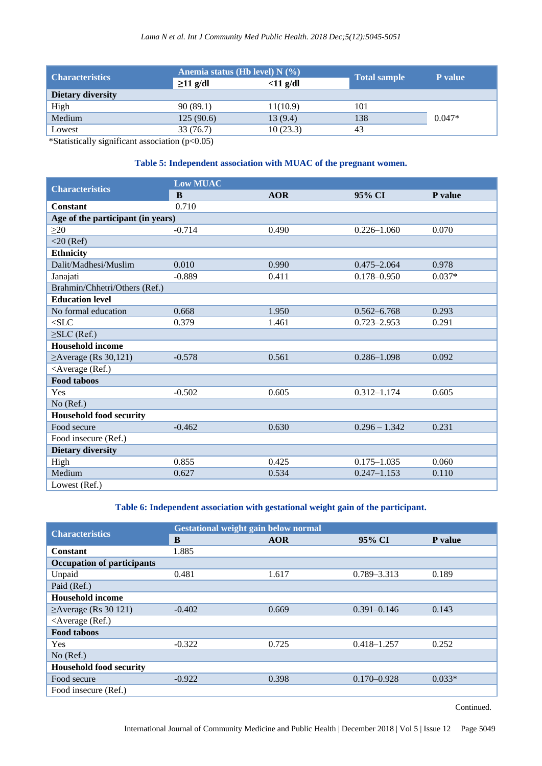| Characteristics | Anemia status (Hb level) N (%) | | Total sample | P value |
|---|---|---|---|---|
| | ≥11 g/dl | <11 g/dl | | |
| **Dietary diversity** | | | | |
| High | 90 (89.1) | 11(10.9) | 101 | |
| Medium | 125 (90.6) | 13 (9.4) | 138 | 0.047* |
| Lowest | 33 (76.7) | 10 (23.3) | 43 | |

*Statistically significant association (p<0.05)

**Table 5: Independent association with MUAC of the pregnant women.**

| Characteristics | Low MUAC | | | |
|---|---|---|---|---|
| | B | AOR | 95% CI | P value |
| **Constant** | 0.710 | | | |
| **Age of the participant (in years)** | | | | |
| ≥20 | -0.714 | 0.490 | 0.226–1.060 | 0.070 |
| <20 (Ref) | | | | |
| **Ethnicity** | | | | |
| Dalit/Madhesi/Muslim | 0.010 | 0.990 | 0.475–2.064 | 0.978 |
| Janajati | -0.889 | 0.411 | 0.178–0.950 | 0.037* |
| Brahmin/Chhetri/Others (Ref.) | | | | |
| **Education level** | | | | |
| No formal education | 0.668 | 1.950 | 0.562–6.768 | 0.293 |
| <SLC | 0.379 | 1.461 | 0.723–2.953 | 0.291 |
| ≥SLC (Ref.) | | | | |
| **Household income** | | | | |
| ≥Average (Rs 30,121) | -0.578 | 0.561 | 0.286–1.098 | 0.092 |
| <Average (Ref.) | | | | |
| **Food taboos** | | | | |
| Yes | -0.502 | 0.605 | 0.312–1.174 | 0.605 |
| No (Ref.) | | | | |
| **Household food security** | | | | |
| Food secure | -0.462 | 0.630 | 0.296 – 1.342 | 0.231 |
| Food insecure (Ref.) | | | | |
| **Dietary diversity** | | | | |
| High | 0.855 | 0.425 | 0.175–1.035 | 0.060 |
| Medium | 0.627 | 0.534 | 0.247–1.153 | 0.110 |
| Lowest (Ref.) | | | | |

**Table 6: Independent association with gestational weight gain of the participant.**

| Characteristics | Gestational weight gain below normal | | | |
|---|---|---|---|---|
| | B | AOR | 95% CI | P value |
| **Constant** | 1.885 | | | |
| **Occupation of participants** | | | | |
| Unpaid | 0.481 | 1.617 | 0.789–3.313 | 0.189 |
| Paid (Ref.) | | | | |
| **Household income** | | | | |
| ≥Average (Rs 30 121) | -0.402 | 0.669 | 0.391–0.146 | 0.143 |
| <Average (Ref.) | | | | |
| **Food taboos** | | | | |
| Yes | -0.322 | 0.725 | 0.418–1.257 | 0.252 |
| No (Ref.) | | | | |
| **Household food security** | | | | |
| Food secure | -0.922 | 0.398 | 0.170–0.928 | 0.033* |
| Food insecure (Ref.) | | | | |

Continued.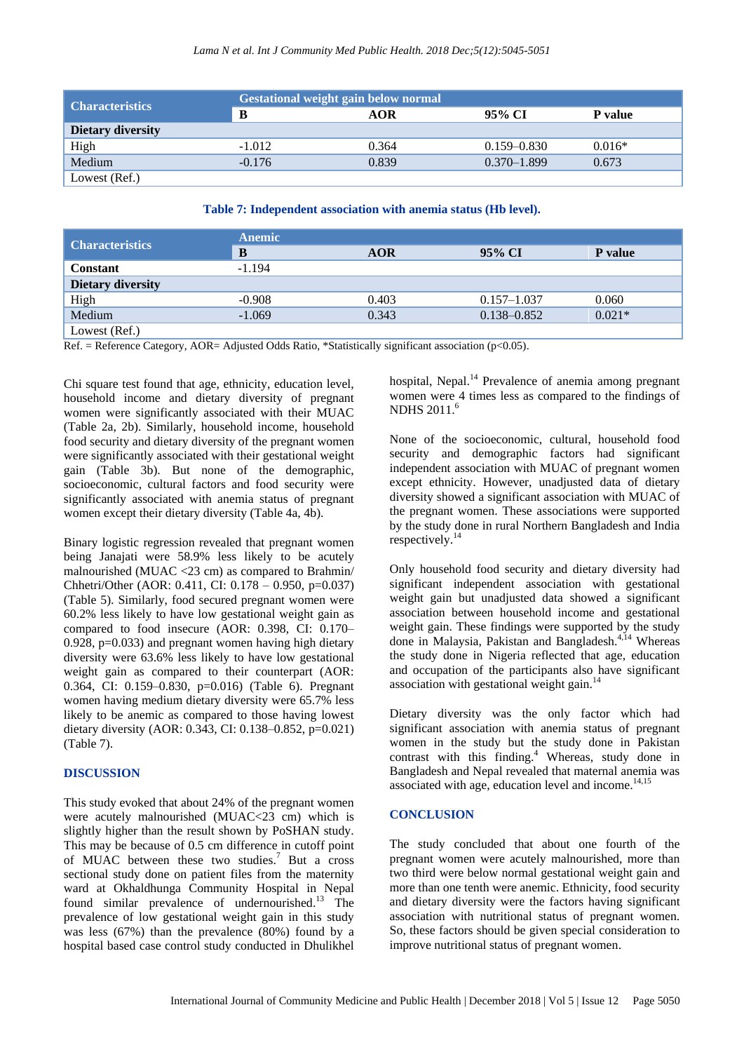| Characteristics | Gestational weight gain below normal | | | |
|---|---|---|---|---|
| | B | AOR | 95% CI | P value |
| **Dietary diversity** | | | | |
| High | -1.012 | 0.364 | 0.159–0.830 | 0.016* |
| Medium | -0.176 | 0.839 | 0.370–1.899 | 0.673 |
| Lowest (Ref.) | | | | |

**Table 7: Independent association with anemia status (Hb level).**

| Characteristics | Anemic | | | |
|---|---|---|---|---|
| | B | AOR | 95% CI | P value |
| **Constant** | -1.194 | | | |
| **Dietary diversity** | | | | |
| High | -0.908 | 0.403 | 0.157–1.037 | 0.060 |
| Medium | -1.069 | 0.343 | 0.138–0.852 | 0.021* |
| Lowest (Ref.) | | | | |

Ref. = Reference Category, AOR= Adjusted Odds Ratio, *Statistically significant association (p<0.05).

Chi square test found that age, ethnicity, education level, household income and dietary diversity of pregnant women were significantly associated with their MUAC (Table 2a, 2b). Similarly, household income, household food security and dietary diversity of the pregnant women were significantly associated with their gestational weight gain (Table 3b). But none of the demographic, socioeconomic, cultural factors and food security were significantly associated with anemia status of pregnant women except their dietary diversity (Table 4a, 4b).

Binary logistic regression revealed that pregnant women being Janajati were 58.9% less likely to be acutely malnourished (MUAC <23 cm) as compared to Brahmin/Chhetri/Other (AOR: 0.411, CI: 0.178 – 0.950, p=0.037) (Table 5). Similarly, food secured pregnant women were 60.2% less likely to have low gestational weight gain as compared to food insecure (AOR: 0.398, CI: 0.170–0.928, p=0.033) and pregnant women having high dietary diversity were 63.6% less likely to have low gestational weight gain as compared to their counterpart (AOR: 0.364, CI: 0.159–0.830, p=0.016) (Table 6). Pregnant women having medium dietary diversity were 65.7% less likely to be anemic as compared to those having lowest dietary diversity (AOR: 0.343, CI: 0.138–0.852, p=0.021) (Table 7).

## DISCUSSION

This study evoked that about 24% of the pregnant women were acutely malnourished (MUAC<23 cm) which is slightly higher than the result shown by PoSHAN study. This may be because of 0.5 cm difference in cutoff point of MUAC between these two studies.[7] But a cross sectional study done on patient files from the maternity ward at Okhaldhunga Community Hospital in Nepal found similar prevalence of undernourished.[13] The prevalence of low gestational weight gain in this study was less (67%) than the prevalence (80%) found by a hospital based case control study conducted in Dhulikhel hospital, Nepal.[14] Prevalence of anemia among pregnant women were 4 times less as compared to the findings of NDHS 2011.[6]

None of the socioeconomic, cultural, household food security and demographic factors had significant independent association with MUAC of pregnant women except ethnicity. However, unadjusted data of dietary diversity showed a significant association with MUAC of the pregnant women. These associations were supported by the study done in rural Northern Bangladesh and India respectively.[14]

Only household food security and dietary diversity had significant independent association with gestational weight gain but unadjusted data showed a significant association between household income and gestational weight gain. These findings were supported by the study done in Malaysia, Pakistan and Bangladesh.[4,14] Whereas the study done in Nigeria reflected that age, education and occupation of the participants also have significant association with gestational weight gain.[14]

Dietary diversity was the only factor which had significant association with anemia status of pregnant women in the study but the study done in Pakistan contrast with this finding.[4] Whereas, study done in Bangladesh and Nepal revealed that maternal anemia was associated with age, education level and income.[14,15]

## CONCLUSION

The study concluded that about one fourth of the pregnant women were acutely malnourished, more than two third were below normal gestational weight gain and more than one tenth were anemic. Ethnicity, food security and dietary diversity were the factors having significant association with nutritional status of pregnant women. So, these factors should be given special consideration to improve nutritional status of pregnant women.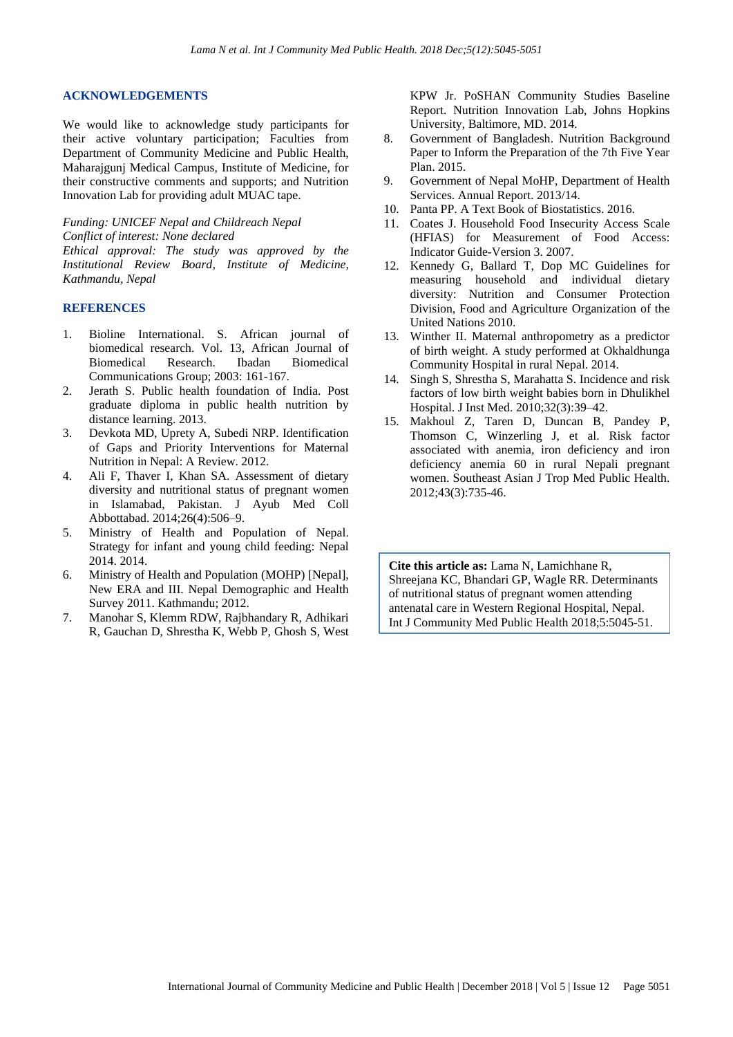## ACKNOWLEDGEMENTS

We would like to acknowledge study participants for their active voluntary participation; Faculties from Department of Community Medicine and Public Health, Maharajgunj Medical Campus, Institute of Medicine, for their constructive comments and supports; and Nutrition Innovation Lab for providing adult MUAC tape.

*Funding: UNICEF Nepal and Childreach Nepal*
*Conflict of interest: None declared*
*Ethical approval: The study was approved by the Institutional Review Board, Institute of Medicine, Kathmandu, Nepal*

## REFERENCES

1. Bioline International. S. African journal of biomedical research. Vol. 13, African Journal of Biomedical Research. Ibadan Biomedical Communications Group; 2003: 161-167.
2. Jerath S. Public health foundation of India. Post graduate diploma in public health nutrition by distance learning. 2013.
3. Devkota MD, Uprety A, Subedi NRP. Identification of Gaps and Priority Interventions for Maternal Nutrition in Nepal: A Review. 2012.
4. Ali F, Thaver I, Khan SA. Assessment of dietary diversity and nutritional status of pregnant women in Islamabad, Pakistan. J Ayub Med Coll Abbottabad. 2014;26(4):506–9.
5. Ministry of Health and Population of Nepal. Strategy for infant and young child feeding: Nepal 2014. 2014.
6. Ministry of Health and Population (MOHP) [Nepal], New ERA and III. Nepal Demographic and Health Survey 2011. Kathmandu; 2012.
7. Manohar S, Klemm RDW, Rajbhandary R, Adhikari R, Gauchan D, Shrestha K, Webb P, Ghosh S, West KPW Jr. PoSHAN Community Studies Baseline Report. Nutrition Innovation Lab, Johns Hopkins University, Baltimore, MD. 2014.
8. Government of Bangladesh. Nutrition Background Paper to Inform the Preparation of the 7th Five Year Plan. 2015.
9. Government of Nepal MoHP, Department of Health Services. Annual Report. 2013/14.
10. Panta PP. A Text Book of Biostatistics. 2016.
11. Coates J. Household Food Insecurity Access Scale (HFIAS) for Measurement of Food Access: Indicator Guide-Version 3. 2007.
12. Kennedy G, Ballard T, Dop MC Guidelines for measuring household and individual dietary diversity: Nutrition and Consumer Protection Division, Food and Agriculture Organization of the United Nations 2010.
13. Winther II. Maternal anthropometry as a predictor of birth weight. A study performed at Okhaldhunga Community Hospital in rural Nepal. 2014.
14. Singh S, Shrestha S, Marahatta S. Incidence and risk factors of low birth weight babies born in Dhulikhel Hospital. J Inst Med. 2010;32(3):39–42.
15. Makhoul Z, Taren D, Duncan B, Pandey P, Thomson C, Winzerling J, et al. Risk factor associated with anemia, iron deficiency and iron deficiency anemia 60 in rural Nepali pregnant women. Southeast Asian J Trop Med Public Health. 2012;43(3):735-46.

**Cite this article as:** Lama N, Lamichhane R, Shreejana KC, Bhandari GP, Wagle RR. Determinants of nutritional status of pregnant women attending antenatal care in Western Regional Hospital, Nepal. Int J Community Med Public Health 2018;5:5045-51.